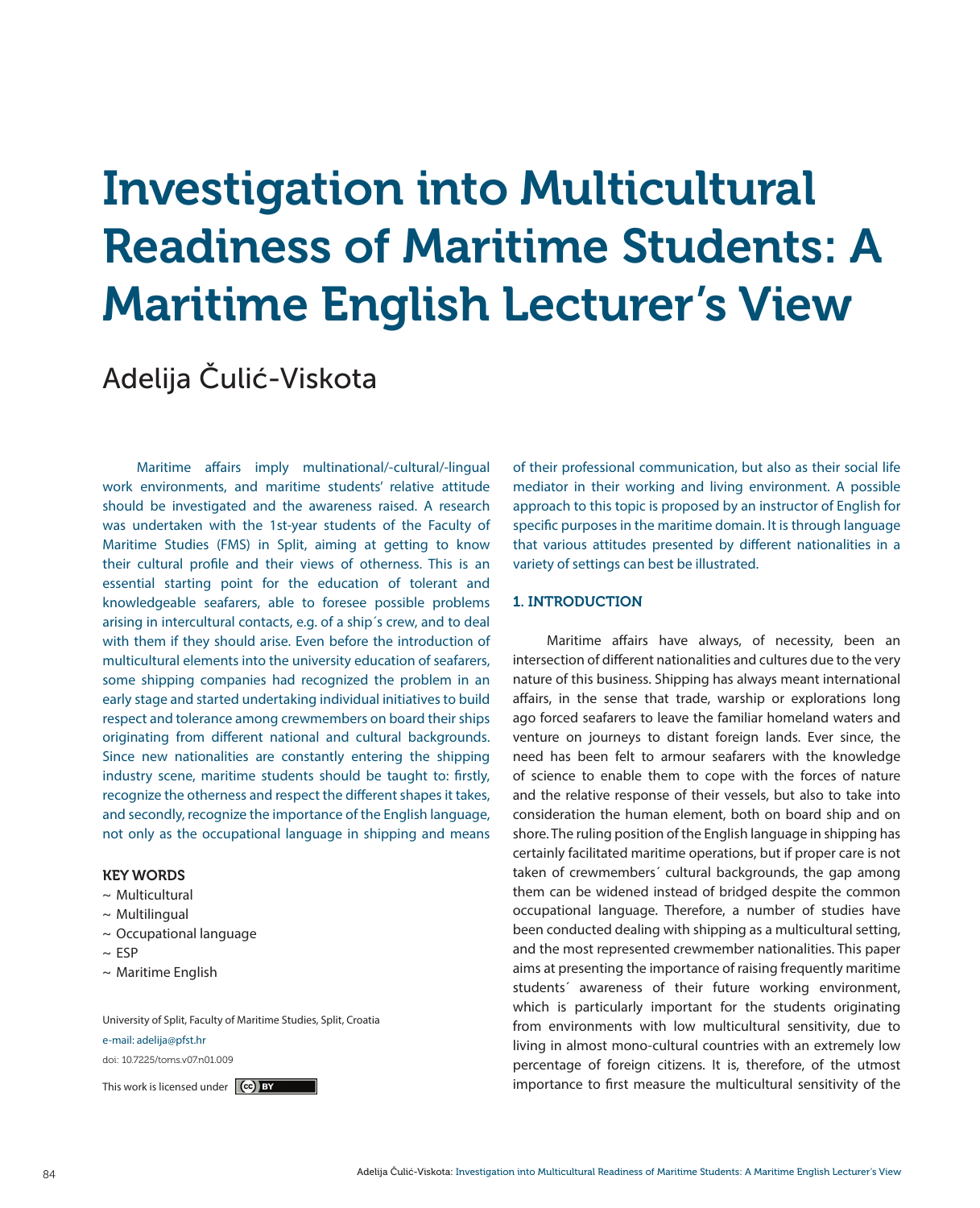# Investigation into Multicultural Readiness of Maritime Students: A Maritime English Lecturer's View

Adelija Čulić-Viskota

Maritime affairs imply multinational/-cultural/-lingual work environments, and maritime students' relative attitude should be investigated and the awareness raised. A research was undertaken with the 1st-year students of the Faculty of Maritime Studies (FMS) in Split, aiming at getting to know their cultural profile and their views of otherness. This is an essential starting point for the education of tolerant and knowledgeable seafarers, able to foresee possible problems arising in intercultural contacts, e.g. of a ship´s crew, and to deal with them if they should arise. Even before the introduction of multicultural elements into the university education of seafarers, some shipping companies had recognized the problem in an early stage and started undertaking individual initiatives to build respect and tolerance among crewmembers on board their ships originating from different national and cultural backgrounds. Since new nationalities are constantly entering the shipping industry scene, maritime students should be taught to: firstly, recognize the otherness and respect the different shapes it takes, and secondly, recognize the importance of the English language, not only as the occupational language in shipping and means of their professional communication, but also as their social life mediator in their working and living environment. A possible approach to this topic is proposed by an instructor of English for specific purposes in the maritime domain. It is through language that various attitudes presented by different nationalities in a variety of settings can best be illustrated.

**KEY WORDS**

~ Multicultural  
~ Multilingual  
~ Occupational language  
~ ESP  
~ Maritime English

University of Split, Faculty of Maritime Studies, Split, Croatia  
e-mail: adelija@pfst.hr  
doi: 10.7225/toms.v07.n01.009

This work is licensed under CC BY

## 1. INTRODUCTION

Maritime affairs have always, of necessity, been an intersection of different nationalities and cultures due to the very nature of this business. Shipping has always meant international affairs, in the sense that trade, warship or explorations long ago forced seafarers to leave the familiar homeland waters and venture on journeys to distant foreign lands. Ever since, the need has been felt to armour seafarers with the knowledge of science to enable them to cope with the forces of nature and the relative response of their vessels, but also to take into consideration the human element, both on board ship and on shore. The ruling position of the English language in shipping has certainly facilitated maritime operations, but if proper care is not taken of crewmembers´ cultural backgrounds, the gap among them can be widened instead of bridged despite the common occupational language. Therefore, a number of studies have been conducted dealing with shipping as a multicultural setting, and the most represented crewmember nationalities. This paper aims at presenting the importance of raising frequently maritime students´ awareness of their future working environment, which is particularly important for the students originating from environments with low multicultural sensitivity, due to living in almost mono-cultural countries with an extremely low percentage of foreign citizens. It is, therefore, of the utmost importance to first measure the multicultural sensitivity of the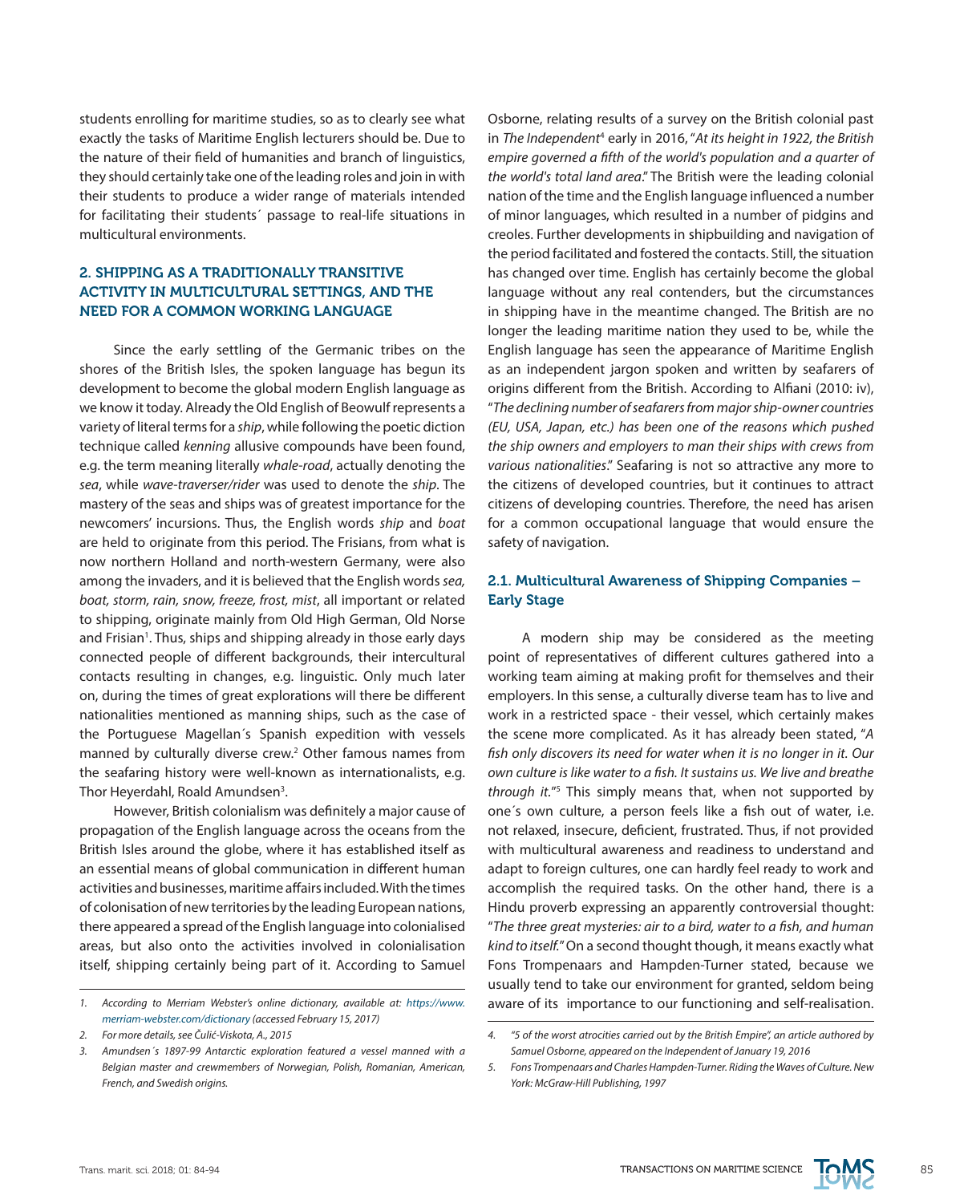students enrolling for maritime studies, so as to clearly see what exactly the tasks of Maritime English lecturers should be. Due to the nature of their field of humanities and branch of linguistics, they should certainly take one of the leading roles and join in with their students to produce a wider range of materials intended for facilitating their students´ passage to real-life situations in multicultural environments.

## 2. SHIPPING AS A TRADITIONALLY TRANSITIVE ACTIVITY IN MULTICULTURAL SETTINGS, AND THE NEED FOR A COMMON WORKING LANGUAGE

Since the early settling of the Germanic tribes on the shores of the British Isles, the spoken language has begun its development to become the global modern English language as we know it today. Already the Old English of Beowulf represents a variety of literal terms for a *ship*, while following the poetic diction technique called *kenning* allusive compounds have been found, e.g. the term meaning literally *whale-road*, actually denoting the *sea*, while *wave-traverser/rider* was used to denote the *ship*. The mastery of the seas and ships was of greatest importance for the newcomers' incursions. Thus, the English words *ship* and *boat* are held to originate from this period. The Frisians, from what is now northern Holland and north-western Germany, were also among the invaders, and it is believed that the English words *sea, boat, storm, rain, snow, freeze, frost, mist*, all important or related to shipping, originate mainly from Old High German, Old Norse and Frisian[1]. Thus, ships and shipping already in those early days connected people of different backgrounds, their intercultural contacts resulting in changes, e.g. linguistic. Only much later on, during the times of great explorations will there be different nationalities mentioned as manning ships, such as the case of the Portuguese Magellan´s Spanish expedition with vessels manned by culturally diverse crew.[2] Other famous names from the seafaring history were well-known as internationalists, e.g. Thor Heyerdahl, Roald Amundsen[3].

However, British colonialism was definitely a major cause of propagation of the English language across the oceans from the British Isles around the globe, where it has established itself as an essential means of global communication in different human activities and businesses, maritime affairs included. With the times of colonisation of new territories by the leading European nations, there appeared a spread of the English language into colonialised areas, but also onto the activities involved in colonialisation itself, shipping certainly being part of it. According to Samuel Osborne, relating results of a survey on the British colonial past in *The Independent*[4] early in 2016, "*At its height in 1922, the British empire governed a fifth of the world's population and a quarter of the world's total land area*." The British were the leading colonial nation of the time and the English language influenced a number of minor languages, which resulted in a number of pidgins and creoles. Further developments in shipbuilding and navigation of the period facilitated and fostered the contacts. Still, the situation has changed over time. English has certainly become the global language without any real contenders, but the circumstances in shipping have in the meantime changed. The British are no longer the leading maritime nation they used to be, while the English language has seen the appearance of Maritime English as an independent jargon spoken and written by seafarers of origins different from the British. According to Alfiani (2010: iv), "*The declining number of seafarers from major ship-owner countries (EU, USA, Japan, etc.) has been one of the reasons which pushed the ship owners and employers to man their ships with crews from various nationalities*." Seafaring is not so attractive any more to the citizens of developed countries, but it continues to attract citizens of developing countries. Therefore, the need has arisen for a common occupational language that would ensure the safety of navigation.

### 2.1. Multicultural Awareness of Shipping Companies – Early Stage

A modern ship may be considered as the meeting point of representatives of different cultures gathered into a working team aiming at making profit for themselves and their employers. In this sense, a culturally diverse team has to live and work in a restricted space - their vessel, which certainly makes the scene more complicated. As it has already been stated, "*A fish only discovers its need for water when it is no longer in it. Our own culture is like water to a fish. It sustains us. We live and breathe through it.*"[5] This simply means that, when not supported by one´s own culture, a person feels like a fish out of water, i.e. not relaxed, insecure, deficient, frustrated. Thus, if not provided with multicultural awareness and readiness to understand and adapt to foreign cultures, one can hardly feel ready to work and accomplish the required tasks. On the other hand, there is a Hindu proverb expressing an apparently controversial thought: "*The three great mysteries: air to a bird, water to a fish, and human kind to itself.*" On a second thought though, it means exactly what Fons Trompenaars and Hampden-Turner stated, because we usually tend to take our environment for granted, seldom being aware of its importance to our functioning and self-realisation.

---

1. *According to Merriam Webster's online dictionary, available at: https://www.merriam-webster.com/dictionary (accessed February 15, 2017)*
2. *For more details, see Čulić-Viskota, A., 2015*
3. *Amundsen´s 1897-99 Antarctic exploration featured a vessel manned with a Belgian master and crewmembers of Norwegian, Polish, Romanian, American, French, and Swedish origins.*
4. *"5 of the worst atrocities carried out by the British Empire", an article authored by Samuel Osborne, appeared on the Independent of January 19, 2016*
5. *Fons Trompenaars and Charles Hampden-Turner. Riding the Waves of Culture. New York: McGraw-Hill Publishing, 1997*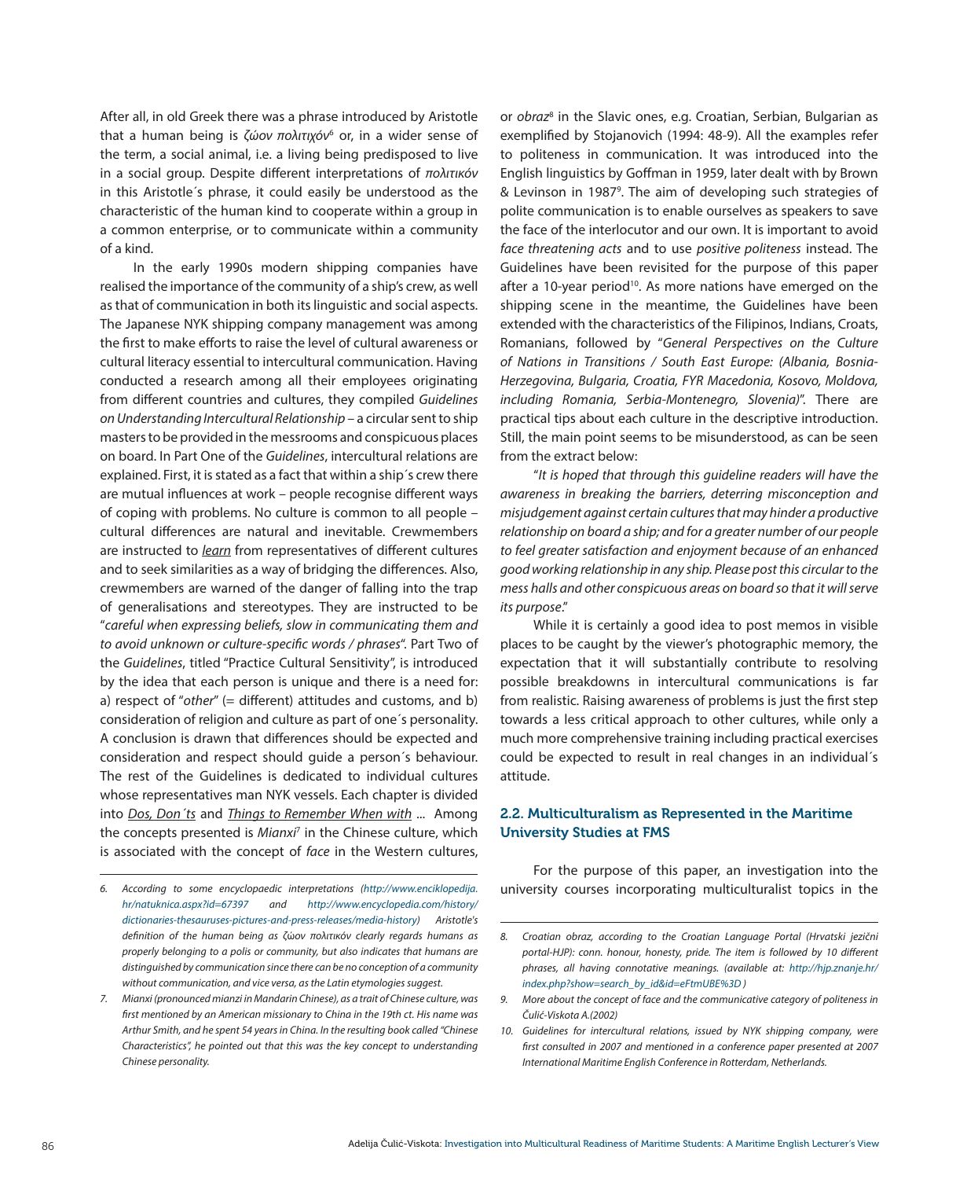After all, in old Greek there was a phrase introduced by Aristotle that a human being is *ζώον πολιτιχόν*[6] or, in a wider sense of the term, a social animal, i.e. a living being predisposed to live in a social group. Despite different interpretations of *πολιτικόν* in this Aristotle´s phrase, it could easily be understood as the characteristic of the human kind to cooperate within a group in a common enterprise, or to communicate within a community of a kind.

In the early 1990s modern shipping companies have realised the importance of the community of a ship's crew, as well as that of communication in both its linguistic and social aspects. The Japanese NYK shipping company management was among the first to make efforts to raise the level of cultural awareness or cultural literacy essential to intercultural communication. Having conducted a research among all their employees originating from different countries and cultures, they compiled *Guidelines on Understanding Intercultural Relationship* – a circular sent to ship masters to be provided in the messrooms and conspicuous places on board. In Part One of the *Guidelines*, intercultural relations are explained. First, it is stated as a fact that within a ship´s crew there are mutual influences at work – people recognise different ways of coping with problems. No culture is common to all people – cultural differences are natural and inevitable. Crewmembers are instructed to <u>*learn*</u> from representatives of different cultures and to seek similarities as a way of bridging the differences. Also, crewmembers are warned of the danger of falling into the trap of generalisations and stereotypes. They are instructed to be "*careful when expressing beliefs, slow in communicating them and to avoid unknown or culture-specific words / phrases*". Part Two of the *Guidelines*, titled "Practice Cultural Sensitivity", is introduced by the idea that each person is unique and there is a need for: a) respect of "*other*" (= different) attitudes and customs, and b) consideration of religion and culture as part of one´s personality. A conclusion is drawn that differences should be expected and consideration and respect should guide a person´s behaviour. The rest of the Guidelines is dedicated to individual cultures whose representatives man NYK vessels. Each chapter is divided into <u>*Dos, Don´ts*</u> and <u>*Things to Remember When with*</u> ... Among the concepts presented is *Mianxi*[7] in the Chinese culture, which is associated with the concept of *face* in the Western cultures, or *obraz*[8] in the Slavic ones, e.g. Croatian, Serbian, Bulgarian as exemplified by Stojanovich (1994: 48-9). All the examples refer to politeness in communication. It was introduced into the English linguistics by Goffman in 1959, later dealt with by Brown & Levinson in 1987[9]. The aim of developing such strategies of polite communication is to enable ourselves as speakers to save the face of the interlocutor and our own. It is important to avoid *face threatening acts* and to use *positive politeness* instead. The Guidelines have been revisited for the purpose of this paper after a 10-year period[10]. As more nations have emerged on the shipping scene in the meantime, the Guidelines have been extended with the characteristics of the Filipinos, Indians, Croats, Romanians, followed by "*General Perspectives on the Culture of Nations in Transitions / South East Europe: (Albania, Bosnia-Herzegovina, Bulgaria, Croatia, FYR Macedonia, Kosovo, Moldova, including Romania, Serbia-Montenegro, Slovenia)*". There are practical tips about each culture in the descriptive introduction. Still, the main point seems to be misunderstood, as can be seen from the extract below:

"*It is hoped that through this guideline readers will have the awareness in breaking the barriers, deterring misconception and misjudgement against certain cultures that may hinder a productive relationship on board a ship; and for a greater number of our people to feel greater satisfaction and enjoyment because of an enhanced good working relationship in any ship. Please post this circular to the mess halls and other conspicuous areas on board so that it will serve its purpose*."

While it is certainly a good idea to post memos in visible places to be caught by the viewer's photographic memory, the expectation that it will substantially contribute to resolving possible breakdowns in intercultural communications is far from realistic. Raising awareness of problems is just the first step towards a less critical approach to other cultures, while only a much more comprehensive training including practical exercises could be expected to result in real changes in an individual´s attitude.

## 2.2. Multiculturalism as Represented in the Maritime University Studies at FMS

For the purpose of this paper, an investigation into the university courses incorporating multiculturalist topics in the

---

6. *According to some encyclopaedic interpretations (http://www.enciklopedija.hr/natuknica.aspx?id=67397 and http://www.encyclopedia.com/history/dictionaries-thesauruses-pictures-and-press-releases/media-history) Aristotle's definition of the human being as ζώον πολιτικόν clearly regards humans as properly belonging to a polis or community, but also indicates that humans are distinguished by communication since there can be no conception of a community without communication, and vice versa, as the Latin etymologies suggest.*

7. *Mianxi (pronounced mianzi in Mandarin Chinese), as a trait of Chinese culture, was first mentioned by an American missionary to China in the 19th ct. His name was Arthur Smith, and he spent 54 years in China. In the resulting book called "Chinese Characteristics", he pointed out that this was the key concept to understanding Chinese personality.*

8. *Croatian obraz, according to the Croatian Language Portal (Hrvatski jezični portal-HJP): conn. honour, honesty, pride. The item is followed by 10 different phrases, all having connotative meanings. (available at: http://hjp.znanje.hr/index.php?show=search_by_id&id=eFtmUBE%3D )*

9. *More about the concept of face and the communicative category of politeness in Čulić-Viskota A.(2002)*

10. *Guidelines for intercultural relations, issued by NYK shipping company, were first consulted in 2007 and mentioned in a conference paper presented at 2007 International Maritime English Conference in Rotterdam, Netherlands.*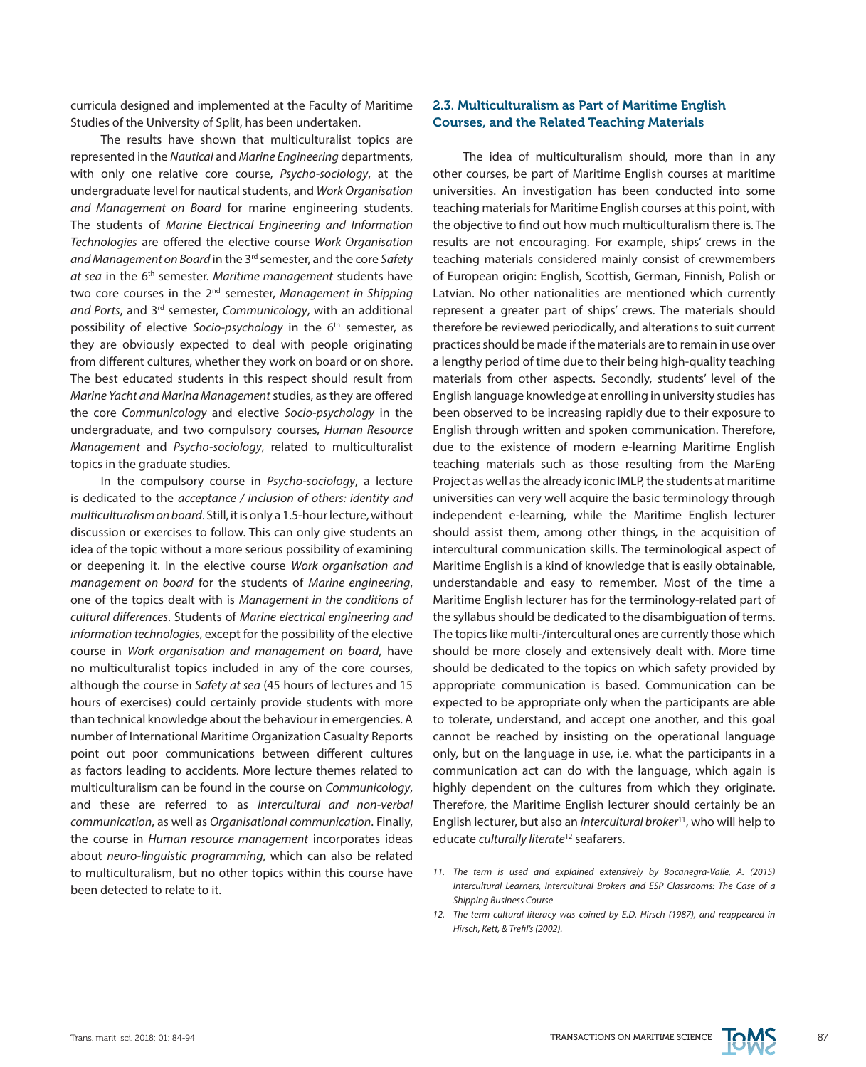curricula designed and implemented at the Faculty of Maritime Studies of the University of Split, has been undertaken.

The results have shown that multiculturalist topics are represented in the *Nautical* and *Marine Engineering* departments, with only one relative core course, *Psycho-sociology*, at the undergraduate level for nautical students, and *Work Organisation and Management on Board* for marine engineering students. The students of *Marine Electrical Engineering and Information Technologies* are offered the elective course *Work Organisation and Management on Board* in the 3rd semester, and the core *Safety at sea* in the 6th semester. *Maritime management* students have two core courses in the 2nd semester, *Management in Shipping and Ports*, and 3rd semester, *Communicology*, with an additional possibility of elective *Socio-psychology* in the 6th semester, as they are obviously expected to deal with people originating from different cultures, whether they work on board or on shore. The best educated students in this respect should result from *Marine Yacht and Marina Management* studies, as they are offered the core *Communicology* and elective *Socio-psychology* in the undergraduate, and two compulsory courses, *Human Resource Management* and *Psycho-sociology*, related to multiculturalist topics in the graduate studies.

In the compulsory course in *Psycho-sociology*, a lecture is dedicated to the *acceptance / inclusion of others: identity and multiculturalism on board*. Still, it is only a 1.5-hour lecture, without discussion or exercises to follow. This can only give students an idea of the topic without a more serious possibility of examining or deepening it. In the elective course *Work organisation and management on board* for the students of *Marine engineering*, one of the topics dealt with is *Management in the conditions of cultural differences*. Students of *Marine electrical engineering and information technologies*, except for the possibility of the elective course in *Work organisation and management on board*, have no multiculturalist topics included in any of the core courses, although the course in *Safety at sea* (45 hours of lectures and 15 hours of exercises) could certainly provide students with more than technical knowledge about the behaviour in emergencies. A number of International Maritime Organization Casualty Reports point out poor communications between different cultures as factors leading to accidents. More lecture themes related to multiculturalism can be found in the course on *Communicology*, and these are referred to as *Intercultural and non-verbal communication*, as well as *Organisational communication*. Finally, the course in *Human resource management* incorporates ideas about *neuro-linguistic programming*, which can also be related to multiculturalism, but no other topics within this course have been detected to relate to it.

### 2.3. Multiculturalism as Part of Maritime English Courses, and the Related Teaching Materials

The idea of multiculturalism should, more than in any other courses, be part of Maritime English courses at maritime universities. An investigation has been conducted into some teaching materials for Maritime English courses at this point, with the objective to find out how much multiculturalism there is. The results are not encouraging. For example, ships' crews in the teaching materials considered mainly consist of crewmembers of European origin: English, Scottish, German, Finnish, Polish or Latvian. No other nationalities are mentioned which currently represent a greater part of ships' crews. The materials should therefore be reviewed periodically, and alterations to suit current practices should be made if the materials are to remain in use over a lengthy period of time due to their being high-quality teaching materials from other aspects. Secondly, students' level of the English language knowledge at enrolling in university studies has been observed to be increasing rapidly due to their exposure to English through written and spoken communication. Therefore, due to the existence of modern e-learning Maritime English teaching materials such as those resulting from the MarEng Project as well as the already iconic IMLP, the students at maritime universities can very well acquire the basic terminology through independent e-learning, while the Maritime English lecturer should assist them, among other things, in the acquisition of intercultural communication skills. The terminological aspect of Maritime English is a kind of knowledge that is easily obtainable, understandable and easy to remember. Most of the time a Maritime English lecturer has for the terminology-related part of the syllabus should be dedicated to the disambiguation of terms. The topics like multi-/intercultural ones are currently those which should be more closely and extensively dealt with. More time should be dedicated to the topics on which safety provided by appropriate communication is based. Communication can be expected to be appropriate only when the participants are able to tolerate, understand, and accept one another, and this goal cannot be reached by insisting on the operational language only, but on the language in use, i.e. what the participants in a communication act can do with the language, which again is highly dependent on the cultures from which they originate. Therefore, the Maritime English lecturer should certainly be an English lecturer, but also an *intercultural broker*[11], who will help to educate *culturally literate*[12] seafarers.

---

*11. The term is used and explained extensively by Bocanegra-Valle, A. (2015) Intercultural Learners, Intercultural Brokers and ESP Classrooms: The Case of a Shipping Business Course*

*12. The term cultural literacy was coined by E.D. Hirsch (1987), and reappeared in Hirsch, Kett, & Trefil's (2002).*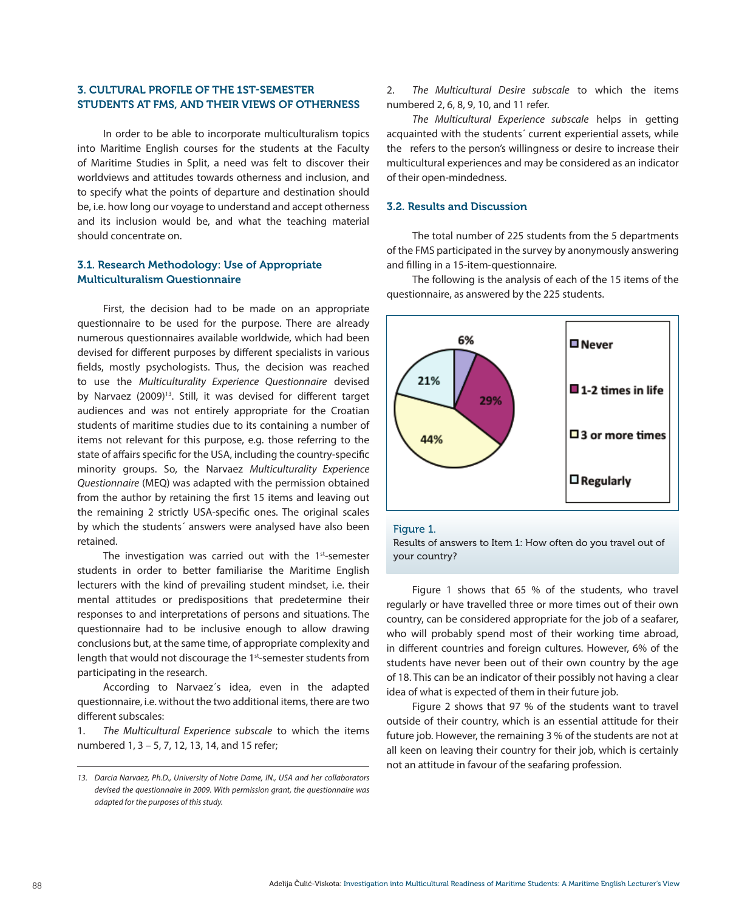## 3. CULTURAL PROFILE OF THE 1ST-SEMESTER STUDENTS AT FMS, AND THEIR VIEWS OF OTHERNESS

In order to be able to incorporate multiculturalism topics into Maritime English courses for the students at the Faculty of Maritime Studies in Split, a need was felt to discover their worldviews and attitudes towards otherness and inclusion, and to specify what the points of departure and destination should be, i.e. how long our voyage to understand and accept otherness and its inclusion would be, and what the teaching material should concentrate on.

### 3.1. Research Methodology: Use of Appropriate Multiculturalism Questionnaire

First, the decision had to be made on an appropriate questionnaire to be used for the purpose. There are already numerous questionnaires available worldwide, which had been devised for different purposes by different specialists in various fields, mostly psychologists. Thus, the decision was reached to use the *Multiculturality Experience Questionnaire* devised by Narvaez (2009)[13]. Still, it was devised for different target audiences and was not entirely appropriate for the Croatian students of maritime studies due to its containing a number of items not relevant for this purpose, e.g. those referring to the state of affairs specific for the USA, including the country-specific minority groups. So, the Narvaez *Multiculturality Experience Questionnaire* (MEQ) was adapted with the permission obtained from the author by retaining the first 15 items and leaving out the remaining 2 strictly USA-specific ones. The original scales by which the students´ answers were analysed have also been retained.

The investigation was carried out with the 1st-semester students in order to better familiarise the Maritime English lecturers with the kind of prevailing student mindset, i.e. their mental attitudes or predispositions that predetermine their responses to and interpretations of persons and situations. The questionnaire had to be inclusive enough to allow drawing conclusions but, at the same time, of appropriate complexity and length that would not discourage the 1st-semester students from participating in the research.

According to Narvaez´s idea, even in the adapted questionnaire, i.e. without the two additional items, there are two different subscales:

1. *The Multicultural Experience subscale* to which the items numbered 1, 3 – 5, 7, 12, 13, 14, and 15 refer;
2. *The Multicultural Desire subscale* to which the items numbered 2, 6, 8, 9, 10, and 11 refer.

*The Multicultural Experience subscale* helps in getting acquainted with the students´ current experiential assets, while the refers to the person's willingness or desire to increase their multicultural experiences and may be considered as an indicator of their open-mindedness.

### 3.2. Results and Discussion

The total number of 225 students from the 5 departments of the FMS participated in the survey by anonymously answering and filling in a 15-item-questionnaire.

The following is the analysis of each of the 15 items of the questionnaire, as answered by the 225 students.

| Answer | Share |
|---|---|
| Never | 6% |
| 1-2 times in life | 29% |
| 3 or more times | 44% |
| Regularly | 21% |

Figure 1.
Results of answers to Item 1: How often do you travel out of your country?

Figure 1 shows that 65 % of the students, who travel regularly or have travelled three or more times out of their own country, can be considered appropriate for the job of a seafarer, who will probably spend most of their working time abroad, in different countries and foreign cultures. However, 6% of the students have never been out of their own country by the age of 18. This can be an indicator of their possibly not having a clear idea of what is expected of them in their future job.

Figure 2 shows that 97 % of the students want to travel outside of their country, which is an essential attitude for their future job. However, the remaining 3 % of the students are not at all keen on leaving their country for their job, which is certainly not an attitude in favour of the seafaring profession.

---

13. *Darcia Narvaez, Ph.D., University of Notre Dame, IN., USA and her collaborators devised the questionnaire in 2009. With permission grant, the questionnaire was adapted for the purposes of this study.*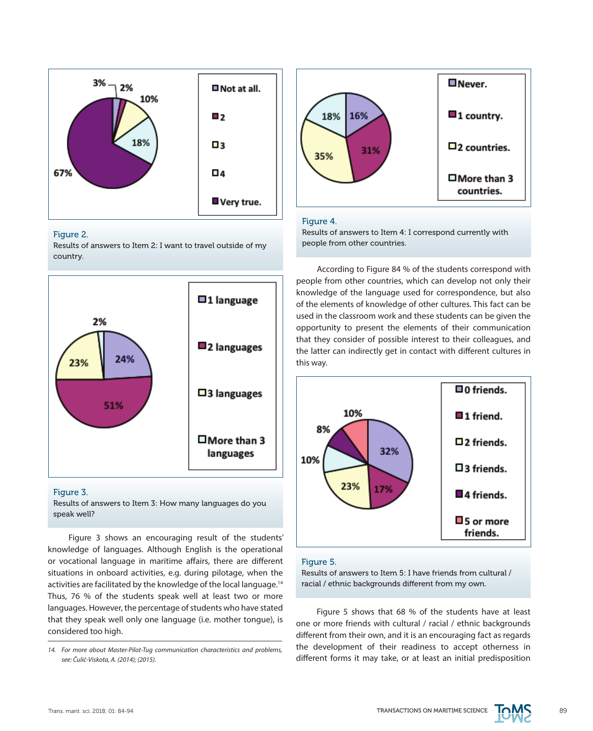Figure 2.
Results of answers to Item 2: I want to travel outside of my country.

Figure 3.
Results of answers to Item 3: How many languages do you speak well?

Figure 3 shows an encouraging result of the students' knowledge of languages. Although English is the operational or vocational language in maritime affairs, there are different situations in onboard activities, e.g. during pilotage, when the activities are facilitated by the knowledge of the local language.[14] Thus, 76 % of the students speak well at least two or more languages. However, the percentage of students who have stated that they speak well only one language (i.e. mother tongue), is considered too high.

Figure 4.
Results of answers to Item 4: I correspond currently with people from other countries.

According to Figure 84 % of the students correspond with people from other countries, which can develop not only their knowledge of the language used for correspondence, but also of the elements of knowledge of other cultures. This fact can be used in the classroom work and these students can be given the opportunity to present the elements of their communication that they consider of possible interest to their colleagues, and the latter can indirectly get in contact with different cultures in this way.

Figure 5.
Results of answers to Item 5: I have friends from cultural / racial / ethnic backgrounds different from my own.

Figure 5 shows that 68 % of the students have at least one or more friends with cultural / racial / ethnic backgrounds different from their own, and it is an encouraging fact as regards the development of their readiness to accept otherness in different forms it may take, or at least an initial predisposition

---

*14. For more about Master-Pilot-Tug communication characteristics and problems, see: Čulić-Viskota, A. (2014); (2015).*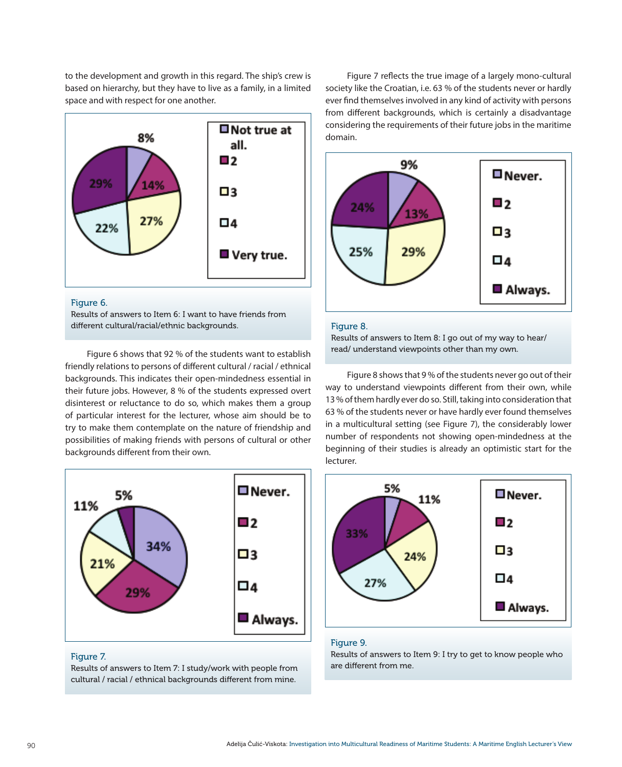to the development and growth in this regard. The ship's crew is based on hierarchy, but they have to live as a family, in a limited space and with respect for one another.

Figure 6.
Results of answers to Item 6: I want to have friends from different cultural/racial/ethnic backgrounds.

Figure 6 shows that 92 % of the students want to establish friendly relations to persons of different cultural / racial / ethnical backgrounds. This indicates their open-mindedness essential in their future jobs. However, 8 % of the students expressed overt disinterest or reluctance to do so, which makes them a group of particular interest for the lecturer, whose aim should be to try to make them contemplate on the nature of friendship and possibilities of making friends with persons of cultural or other backgrounds different from their own.

Figure 7.
Results of answers to Item 7: I study/work with people from cultural / racial / ethnical backgrounds different from mine.

Figure 7 reflects the true image of a largely mono-cultural society like the Croatian, i.e. 63 % of the students never or hardly ever find themselves involved in any kind of activity with persons from different backgrounds, which is certainly a disadvantage considering the requirements of their future jobs in the maritime domain.

Figure 8.
Results of answers to Item 8: I go out of my way to hear/ read/ understand viewpoints other than my own.

Figure 8 shows that 9 % of the students never go out of their way to understand viewpoints different from their own, while 13 % of them hardly ever do so. Still, taking into consideration that 63 % of the students never or have hardly ever found themselves in a multicultural setting (see Figure 7), the considerably lower number of respondents not showing open-mindedness at the beginning of their studies is already an optimistic start for the lecturer.

Figure 9.
Results of answers to Item 9: I try to get to know people who are different from me.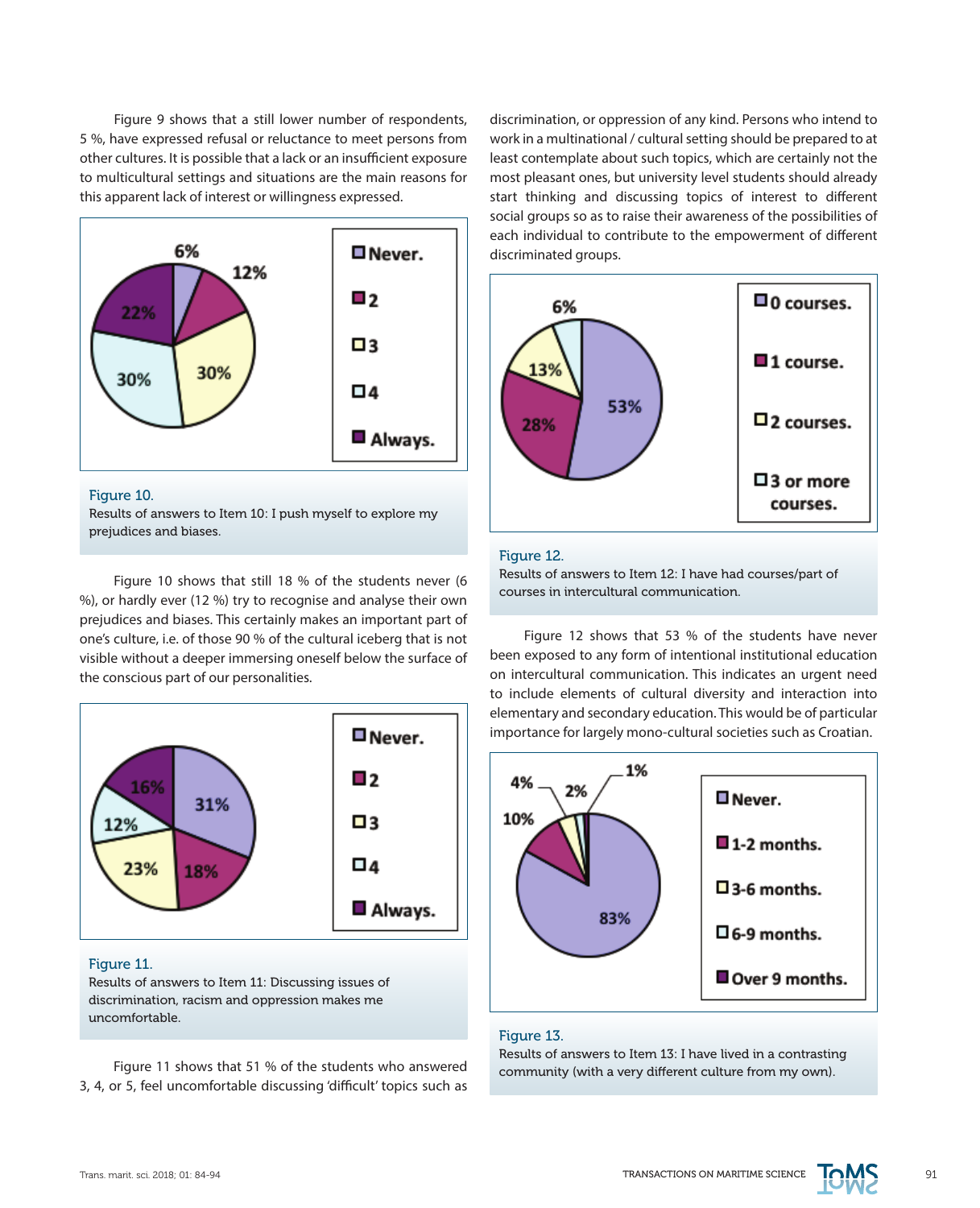Figure 9 shows that a still lower number of respondents, 5 %, have expressed refusal or reluctance to meet persons from other cultures. It is possible that a lack or an insufficient exposure to multicultural settings and situations are the main reasons for this apparent lack of interest or willingness expressed.

Figure 10.
Results of answers to Item 10: I push myself to explore my prejudices and biases.

Figure 10 shows that still 18 % of the students never (6 %), or hardly ever (12 %) try to recognise and analyse their own prejudices and biases. This certainly makes an important part of one's culture, i.e. of those 90 % of the cultural iceberg that is not visible without a deeper immersing oneself below the surface of the conscious part of our personalities.

Figure 11.
Results of answers to Item 11: Discussing issues of discrimination, racism and oppression makes me uncomfortable.

Figure 11 shows that 51 % of the students who answered 3, 4, or 5, feel uncomfortable discussing 'difficult' topics such as discrimination, or oppression of any kind. Persons who intend to work in a multinational / cultural setting should be prepared to at least contemplate about such topics, which are certainly not the most pleasant ones, but university level students should already start thinking and discussing topics of interest to different social groups so as to raise their awareness of the possibilities of each individual to contribute to the empowerment of different discriminated groups.

Figure 12.
Results of answers to Item 12: I have had courses/part of courses in intercultural communication.

Figure 12 shows that 53 % of the students have never been exposed to any form of intentional institutional education on intercultural communication. This indicates an urgent need to include elements of cultural diversity and interaction into elementary and secondary education. This would be of particular importance for largely mono-cultural societies such as Croatian.

Figure 13.
Results of answers to Item 13: I have lived in a contrasting community (with a very different culture from my own).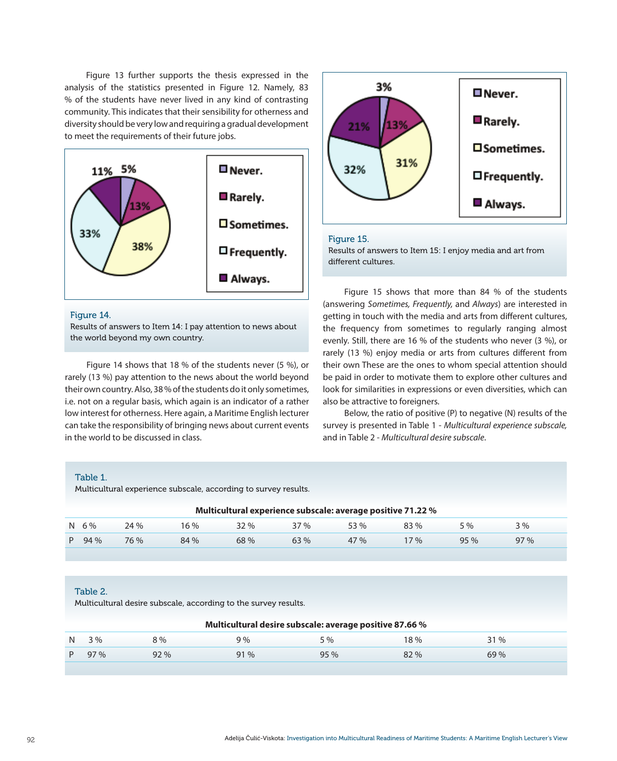Figure 13 further supports the thesis expressed in the analysis of the statistics presented in Figure 12. Namely, 83 % of the students have never lived in any kind of contrasting community. This indicates that their sensibility for otherness and diversity should be very low and requiring a gradual development to meet the requirements of their future jobs.

Figure 14.
Results of answers to Item 14: I pay attention to news about the world beyond my own country.

Figure 14 shows that 18 % of the students never (5 %), or rarely (13 %) pay attention to the news about the world beyond their own country. Also, 38 % of the students do it only sometimes, i.e. not on a regular basis, which again is an indicator of a rather low interest for otherness. Here again, a Maritime English lecturer can take the responsibility of bringing news about current events in the world to be discussed in class.

Figure 15.
Results of answers to Item 15: I enjoy media and art from different cultures.

Figure 15 shows that more than 84 % of the students (answering *Sometimes, Frequently,* and *Always*) are interested in getting in touch with the media and arts from different cultures, the frequency from sometimes to regularly ranging almost evenly. Still, there are 16 % of the students who never (3 %), or rarely (13 %) enjoy media or arts from cultures different from their own These are the ones to whom special attention should be paid in order to motivate them to explore other cultures and look for similarities in expressions or even diversities, which can also be attractive to foreigners.

Below, the ratio of positive (P) to negative (N) results of the survey is presented in Table 1 - *Multicultural experience subscale,* and in Table 2 - *Multicultural desire subscale.*

Table 1.
Multicultural experience subscale, according to survey results.

| **Multicultural experience subscale: average positive 71.22 %** | | | | | | | | | |
|---|---|---|---|---|---|---|---|---|---|
| N | 6 % | 24 % | 16 % | 32 % | 37 % | 53 % | 83 % | 5 % | 3 % |
| P | 94 % | 76 % | 84 % | 68 % | 63 % | 47 % | 17 % | 95 % | 97 % |

Table 2.
Multicultural desire subscale, according to the survey results.

| **Multicultural desire subscale: average positive 87.66 %** | | | | | | |
|---|---|---|---|---|---|---|
| N | 3 % | 8 % | 9 % | 5 % | 18 % | 31 % |
| P | 97 % | 92 % | 91 % | 95 % | 82 % | 69 % |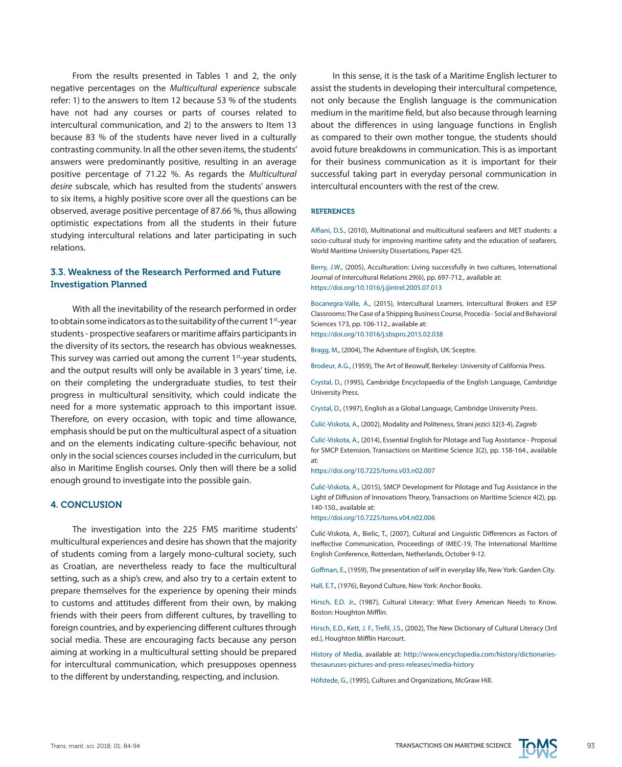From the results presented in Tables 1 and 2, the only negative percentages on the *Multicultural experience* subscale refer: 1) to the answers to Item 12 because 53 % of the students have not had any courses or parts of courses related to intercultural communication, and 2) to the answers to Item 13 because 83 % of the students have never lived in a culturally contrasting community. In all the other seven items, the students' answers were predominantly positive, resulting in an average positive percentage of 71.22 %. As regards the *Multicultural desire* subscale, which has resulted from the students' answers to six items, a highly positive score over all the questions can be observed, average positive percentage of 87.66 %, thus allowing optimistic expectations from all the students in their future studying intercultural relations and later participating in such relations.

### 3.3. Weakness of the Research Performed and Future Investigation Planned

With all the inevitability of the research performed in order to obtain some indicators as to the suitability of the current 1st-year students - prospective seafarers or maritime affairs participants in the diversity of its sectors, the research has obvious weaknesses. This survey was carried out among the current 1st-year students, and the output results will only be available in 3 years' time, i.e. on their completing the undergraduate studies, to test their progress in multicultural sensitivity, which could indicate the need for a more systematic approach to this important issue. Therefore, on every occasion, with topic and time allowance, emphasis should be put on the multicultural aspect of a situation and on the elements indicating culture-specific behaviour, not only in the social sciences courses included in the curriculum, but also in Maritime English courses. Only then will there be a solid enough ground to investigate into the possible gain.

## 4. CONCLUSION

The investigation into the 225 FMS maritime students' multicultural experiences and desire has shown that the majority of students coming from a largely mono-cultural society, such as Croatian, are nevertheless ready to face the multicultural setting, such as a ship's crew, and also try to a certain extent to prepare themselves for the experience by opening their minds to customs and attitudes different from their own, by making friends with their peers from different cultures, by travelling to foreign countries, and by experiencing different cultures through social media. These are encouraging facts because any person aiming at working in a multicultural setting should be prepared for intercultural communication, which presupposes openness to the different by understanding, respecting, and inclusion.

In this sense, it is the task of a Maritime English lecturer to assist the students in developing their intercultural competence, not only because the English language is the communication medium in the maritime field, but also because through learning about the differences in using language functions in English as compared to their own mother tongue, the students should avoid future breakdowns in communication. This is as important for their business communication as it is important for their successful taking part in everyday personal communication in intercultural encounters with the rest of the crew.

## REFERENCES

Alfiani, D.S., (2010), Multinational and multicultural seafarers and MET students: a socio-cultural study for improving maritime safety and the education of seafarers, World Maritime University Dissertations, Paper 425.

Berry, J.W., (2005), Acculturation: Living successfully in two cultures, International Journal of Intercultural Relations 29(6), pp. 697-712., available at: https://doi.org/10.1016/j.ijintrel.2005.07.013

Bocanegra-Valle, A., (2015), Intercultural Learners, Intercultural Brokers and ESP Classrooms: The Case of a Shipping Business Course, Procedia - Social and Behavioral Sciences 173, pp. 106-112., available at: https://doi.org/10.1016/j.sbspro.2015.02.038

Bragg, M., (2004), The Adventure of English, UK: Sceptre.

Brodeur, A.G., (1959), The Art of Beowulf, Berkeley: University of California Press.

Crystal, D., (1995), Cambridge Encyclopaedia of the English Language, Cambridge University Press.

Crystal, D., (1997), English as a Global Language, Cambridge University Press.

Čulić-Viskota, A., (2002), Modality and Politeness, Strani jezici 32(3-4), Zagreb

Čulić-Viskota, A., (2014), Essential English for Pilotage and Tug Assistance - Proposal for SMCP Extension, Transactions on Maritime Science 3(2), pp. 158-164., available at: https://doi.org/10.7225/toms.v03.n02.007

Čulić-Viskota, A., (2015), SMCP Development for Pilotage and Tug Assistance in the Light of Diffusion of Innovations Theory, Transactions on Maritime Science 4(2), pp. 140-150., available at: https://doi.org/10.7225/toms.v04.n02.006

Čulić-Viskota, A., Bielic, T., (2007), Cultural and Linguistic Differences as Factors of Ineffective Communication, Proceedings of IMEC-19, The International Maritime English Conference, Rotterdam, Netherlands, October 9-12.

Goffman, E., (1959), The presentation of self in everyday life, New York: Garden City.

Hall, E.T., (1976), Beyond Culture, New York: Anchor Books.

Hirsch, E.D. Jr., (1987), Cultural Literacy: What Every American Needs to Know. Boston: Houghton Mifflin.

Hirsch, E.D., Kett, J. F., Trefil, J.S., (2002), The New Dictionary of Cultural Literacy (3rd ed.), Houghton Mifflin Harcourt.

History of Media, available at: http://www.encyclopedia.com/history/dictionaries-thesauruses-pictures-and-press-releases/media-history

Höfstede, G., (1995), Cultures and Organizations, McGraw Hill.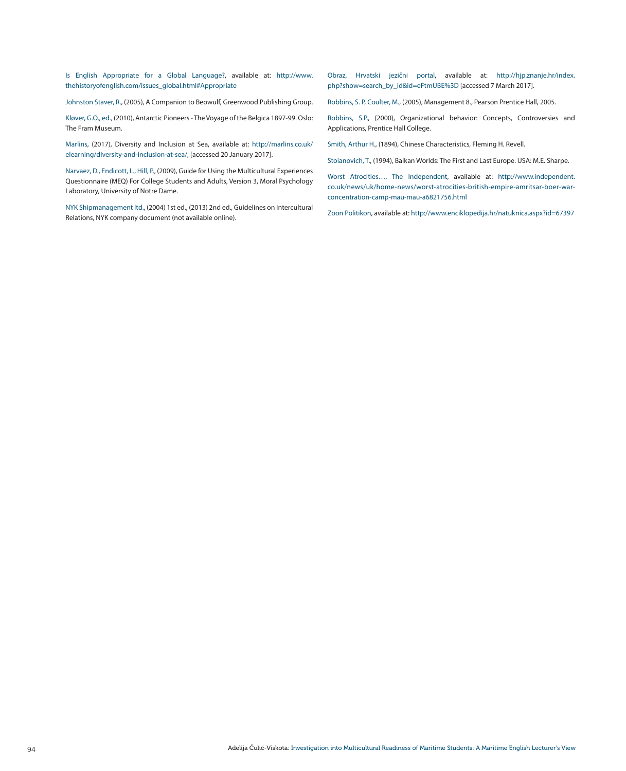Is English Appropriate for a Global Language?, available at: http://www.thehistoryofenglish.com/issues_global.html#Appropriate

Johnston Staver, R., (2005), A Companion to Beowulf, Greenwood Publishing Group.

Kløver, G.O., ed., (2010), Antarctic Pioneers - The Voyage of the Belgica 1897-99. Oslo: The Fram Museum.

Marlins, (2017), Diversity and Inclusion at Sea, available at: http://marlins.co.uk/elearning/diversity-and-inclusion-at-sea/, [accessed 20 January 2017].

Narvaez, D., Endicott, L., Hill, P., (2009), Guide for Using the Multicultural Experiences Questionnaire (MEQ) For College Students and Adults, Version 3, Moral Psychology Laboratory, University of Notre Dame.

NYK Shipmanagement ltd., (2004) 1st ed., (2013) 2nd ed., Guidelines on Intercultural Relations, NYK company document (not available online).

Obraz, Hrvatski jezični portal, available at: http://hjp.znanje.hr/index.php?show=search_by_id&id=eFtmUBE%3D [accessed 7 March 2017].

Robbins, S. P, Coulter, M., (2005), Management 8., Pearson Prentice Hall, 2005.

Robbins, S.P., (2000), Organizational behavior: Concepts, Controversies and Applications, Prentice Hall College.

Smith, Arthur H., (1894), Chinese Characteristics, Fleming H. Revell.

Stoianovich, T., (1994), Balkan Worlds: The First and Last Europe. USA: M.E. Sharpe.

Worst Atrocities…, The Independent, available at: http://www.independent.co.uk/news/uk/home-news/worst-atrocities-british-empire-amritsar-boer-war-concentration-camp-mau-mau-a6821756.html

Zoon Politikon, available at: http://www.enciklopedija.hr/natuknica.aspx?id=67397